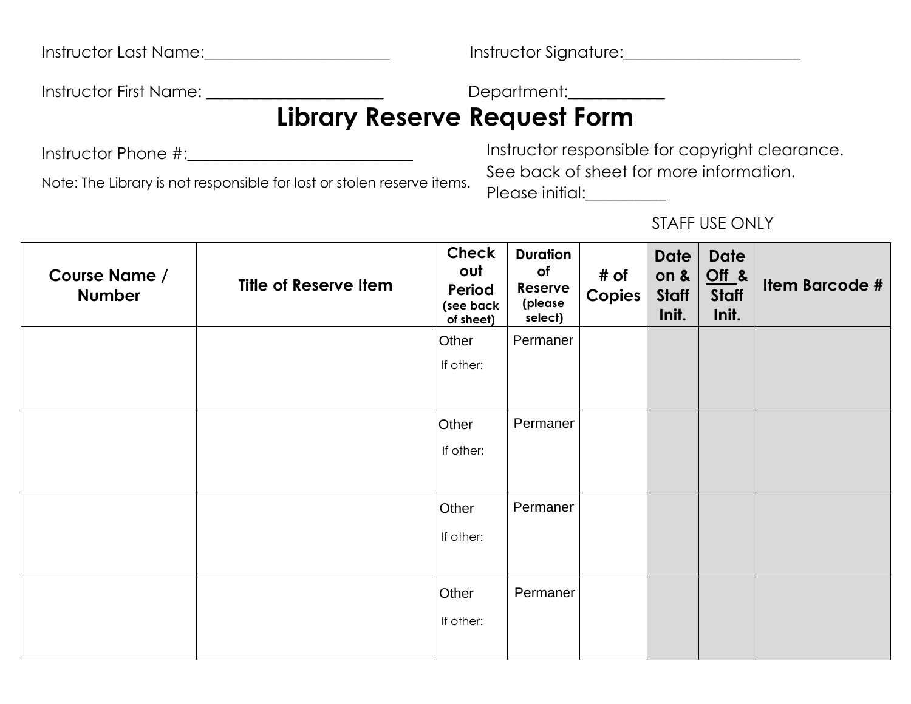Instructor Last Name:_______________________ Instructor Signature:______________________

Instructor First Name: _____________________ Department:____________

# Library Reserve Request Form

Instructor Phone #:____________________________

Note: The Library is not responsible for lost or stolen reserve items.

Instructor responsible for copyright clearance.
See back of sheet for more information.
Please initial:__________

STAFF USE ONLY

| Course Name / Number | Title of Reserve Item | Check out Period (see back of sheet) | Duration of Reserve (please select) | # of Copies | Date on & Staff Init. | Date Off & Staff Init. | Item Barcode # |
|---|---|---|---|---|---|---|---|
| | | Other<br>If other: | Permaner | | | | |
| | | Other<br>If other: | Permaner | | | | |
| | | Other<br>If other: | Permaner | | | | |
| | | Other<br>If other: | Permaner | | | | |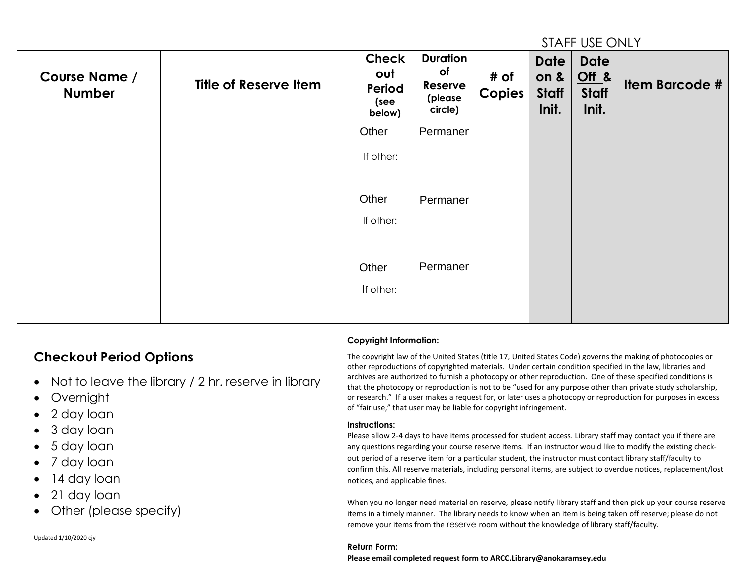STAFF USE ONLY

| Course Name / Number | Title of Reserve Item | Check out Period (see below) | Duration of Reserve (please circle) | # of Copies | Date on & Staff Init. | Date Off & Staff Init. | Item Barcode # |
|---|---|---|---|---|---|---|---|
| | | Other<br>If other: | Permaner | | | | |
| | | Other<br>If other: | Permaner | | | | |
| | | Other<br>If other: | Permaner | | | | |

## Checkout Period Options

- Not to leave the library / 2 hr. reserve in library
- Overnight
- 2 day loan
- 3 day loan
- 5 day loan
- 7 day loan
- 14 day loan
- 21 day loan
- Other (please specify)

Updated 1/10/2020 cjy

**Copyright Information:**

The copyright law of the United States (title 17, United States Code) governs the making of photocopies or other reproductions of copyrighted materials. Under certain condition specified in the law, libraries and archives are authorized to furnish a photocopy or other reproduction. One of these specified conditions is that the photocopy or reproduction is not to be "used for any purpose other than private study scholarship, or research." If a user makes a request for, or later uses a photocopy or reproduction for purposes in excess of "fair use," that user may be liable for copyright infringement.

**Instructions:**

Please allow 2-4 days to have items processed for student access. Library staff may contact you if there are any questions regarding your course reserve items. If an instructor would like to modify the existing check-out period of a reserve item for a particular student, the instructor must contact library staff/faculty to confirm this. All reserve materials, including personal items, are subject to overdue notices, replacement/lost notices, and applicable fines.

When you no longer need material on reserve, please notify library staff and then pick up your course reserve items in a timely manner. The library needs to know when an item is being taken off reserve; please do not remove your items from the reserve room without the knowledge of library staff/faculty.

**Return Form:**

**Please email completed request form to ARCC.Library@anokaramsey.edu**